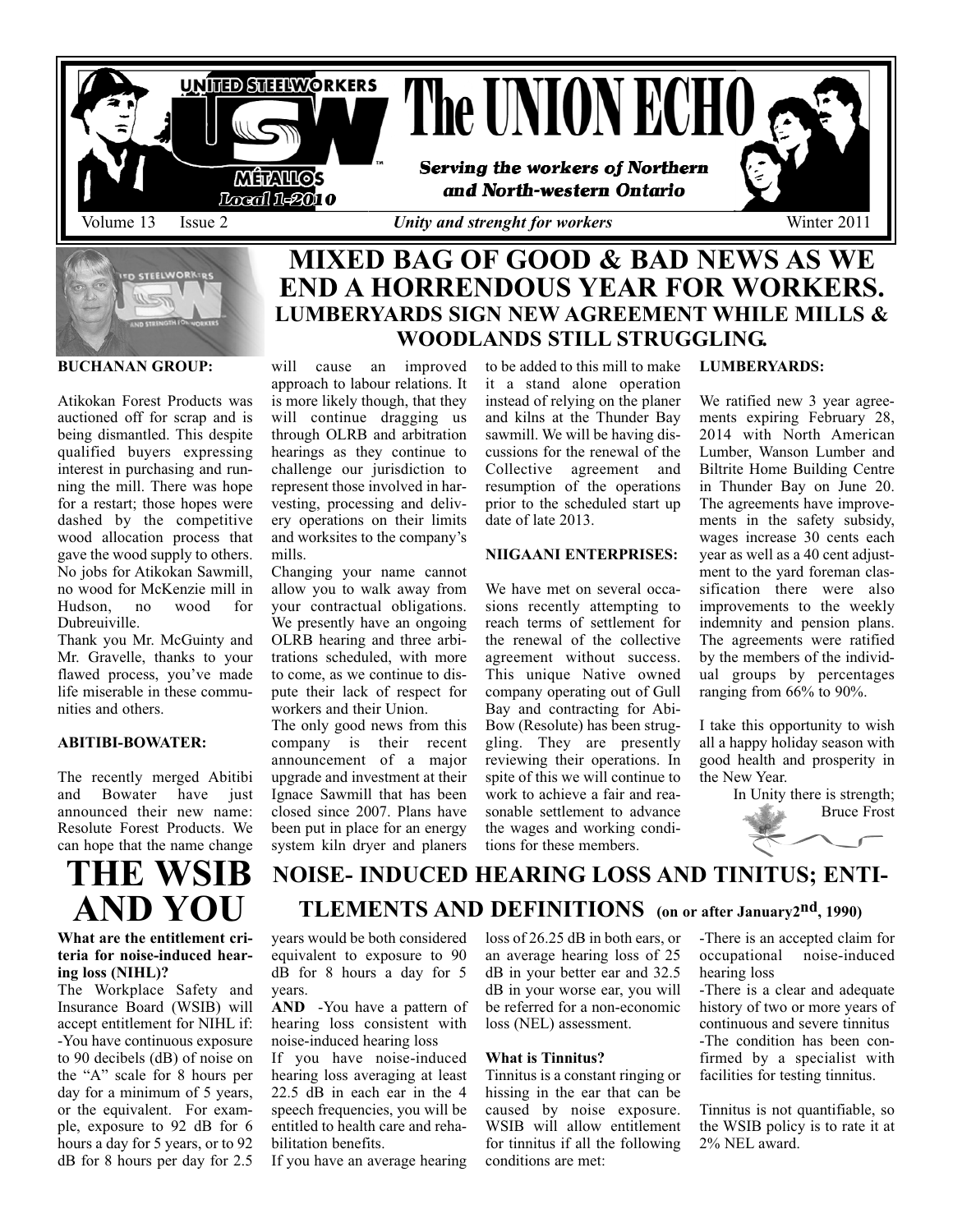# The UNION ECHO

UNITED STEELWORKERS USW MÉTALLOS Local 1-2010

***Serving the workers of Northern and North-western Ontario***

Volume 13 Issue 2 — *Unity and strenght for workers* — Winter 2011

## MIXED BAG OF GOOD & BAD NEWS AS WE END A HORRENDOUS YEAR FOR WORKERS.

### LUMBERYARDS SIGN NEW AGREEMENT WHILE MILLS & WOODLANDS STILL STRUGGLING.

**BUCHANAN GROUP:**

Atikokan Forest Products was auctioned off for scrap and is being dismantled. This despite qualified buyers expressing interest in purchasing and running the mill. There was hope for a restart; those hopes were dashed by the competitive wood allocation process that gave the wood supply to others. No jobs for Atikokan Sawmill, no wood for McKenzie mill in Hudson, no wood for Dubreuiville.

Thank you Mr. McGuinty and Mr. Gravelle, thanks to your flawed process, you've made life miserable in these communities and others.

**ABITIBI-BOWATER:**

The recently merged Abitibi and Bowater have just announced their new name: Resolute Forest Products. We can hope that the name change will cause an improved approach to labour relations. It is more likely though, that they will continue dragging us through OLRB and arbitration hearings as they continue to challenge our jurisdiction to represent those involved in harvesting, processing and delivery operations on their limits and worksites to the company's mills.

Changing your name cannot allow you to walk away from your contractual obligations. We presently have an ongoing OLRB hearing and three arbitrations scheduled, with more to come, as we continue to dispute their lack of respect for workers and their Union.

The only good news from this company is their recent announcement of a major upgrade and investment at their Ignace Sawmill that has been closed since 2007. Plans have been put in place for an energy system kiln dryer and planers to be added to this mill to make it a stand alone operation instead of relying on the planer and kilns at the Thunder Bay sawmill. We will be having discussions for the renewal of the Collective agreement and resumption of the operations prior to the scheduled start up date of late 2013.

**NIIGAANI ENTERPRISES:**

We have met on several occasions recently attempting to reach terms of settlement for the renewal of the collective agreement without success. This unique Native owned company operating out of Gull Bay and contracting for Abi-Bow (Resolute) has been struggling. They are presently reviewing their operations. In spite of this we will continue to work to achieve a fair and reasonable settlement to advance the wages and working conditions for these members.

**LUMBERYARDS:**

We ratified new 3 year agreements expiring February 28, 2014 with North American Lumber, Wanson Lumber and Biltrite Home Building Centre in Thunder Bay on June 20. The agreements have improvements in the safety subsidy, wages increase 30 cents each year as well as a 40 cent adjustment to the yard foreman classification there were also improvements to the weekly indemnity and pension plans. The agreements were ratified by the members of the individual groups by percentages ranging from 66% to 90%.

I take this opportunity to wish all a happy holiday season with good health and prosperity in the New Year.

In Unity there is strength;
Bruce Frost

# THE WSIB AND YOU

## NOISE- INDUCED HEARING LOSS AND TINITUS; ENTITLEMENTS AND DEFINITIONS (on or after January 2nd, 1990)

**What are the entitlement criteria for noise-induced hearing loss (NIHL)?**

The Workplace Safety and Insurance Board (WSIB) will accept entitlement for NIHL if:

-You have continuous exposure to 90 decibels (dB) of noise on the "A" scale for 8 hours per day for a minimum of 5 years, or the equivalent. For example, exposure to 92 dB for 6 hours a day for 5 years, or to 92 dB for 8 hours per day for 2.5 years would be both considered equivalent to exposure to 90 dB for 8 hours a day for 5 years.

**AND** -You have a pattern of hearing loss consistent with noise-induced hearing loss

If you have noise-induced hearing loss averaging at least 22.5 dB in each ear in the 4 speech frequencies, you will be entitled to health care and rehabilitation benefits.

If you have an average hearing loss of 26.25 dB in both ears, or an average hearing loss of 25 dB in your better ear and 32.5 dB in your worse ear, you will be referred for a non-economic loss (NEL) assessment.

**What is Tinnitus?**

Tinnitus is a constant ringing or hissing in the ear that can be caused by noise exposure. WSIB will allow entitlement for tinnitus if all the following conditions are met:

-There is an accepted claim for occupational noise-induced hearing loss

-There is a clear and adequate history of two or more years of continuous and severe tinnitus

-The condition has been confirmed by a specialist with facilities for testing tinnitus.

Tinnitus is not quantifiable, so the WSIB policy is to rate it at 2% NEL award.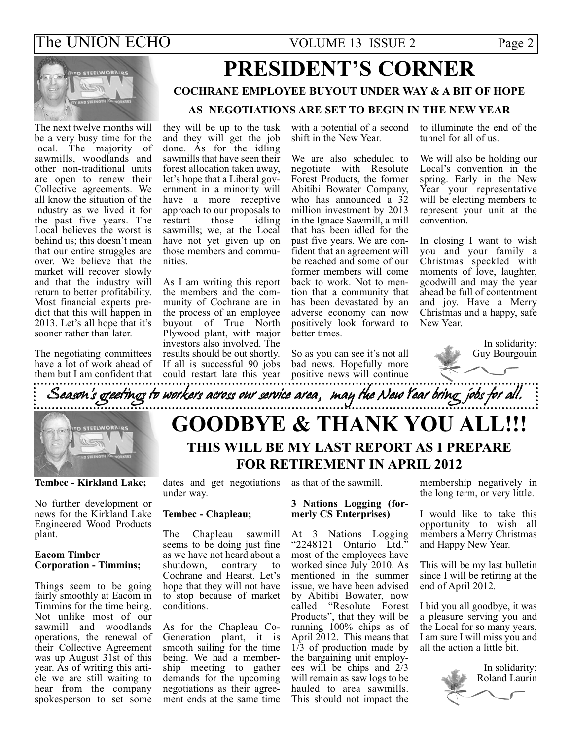# PRESIDENT'S CORNER

## COCHRANE EMPLOYEE BUYOUT UNDER WAY & A BIT OF HOPE AS NEGOTIATIONS ARE SET TO BEGIN IN THE NEW YEAR

The next twelve months will be a very busy time for the local. The majority of sawmills, woodlands and other non-traditional units are open to renew their Collective agreements. We all know the situation of the industry as we lived it for the past five years. The Local believes the worst is behind us; this doesn't mean that our entire struggles are over. We believe that the market will recover slowly and that the industry will return to better profitability. Most financial experts predict that this will happen in 2013. Let's all hope that it's sooner rather than later.

The negotiating committees have a lot of work ahead of them but I am confident that they will be up to the task and they will get the job done. As for the idling sawmills that have seen their forest allocation taken away, let's hope that a Liberal government in a minority will have a more receptive approach to our proposals to restart those idling sawmills; we, at the Local have not yet given up on those members and communities.

As I am writing this report the members and the community of Cochrane are in the process of an employee buyout of True North Plywood plant, with major investors also involved. The results should be out shortly. If all is successful 90 jobs could restart late this year with a potential of a second shift in the New Year.

We are also scheduled to negotiate with Resolute Forest Products, the former Abitibi Bowater Company, who has announced a 32 million investment by 2013 in the Ignace Sawmill, a mill that has been idled for the past five years. We are confident that an agreement will be reached and some of our former members will come back to work. Not to mention that a community that has been devastated by an adverse economy can now positively look forward to better times.

So as you can see it's not all bad news. Hopefully more positive news will continue to illuminate the end of the tunnel for all of us.

We will also be holding our Local's convention in the spring. Early in the New Year your representative will be electing members to represent your unit at the convention.

In closing I want to wish you and your family a Christmas speckled with moments of love, laughter, goodwill and may the year ahead be full of contentment and joy. Have a Merry Christmas and a happy, safe New Year.

In solidarity;
Guy Bourgouin

*Season's greetings to workers across our service area, may the New Year bring jobs for all.*

# GOODBYE & THANK YOU ALL!!!

## THIS WILL BE MY LAST REPORT AS I PREPARE FOR RETIREMENT IN APRIL 2012

**Tembec - Kirkland Lake;**

No further development or news for the Kirkland Lake Engineered Wood Products plant.

**Eacom Timber Corporation - Timmins;**

Things seem to be going fairly smoothly at Eacom in Timmins for the time being. Not unlike most of our sawmill and woodlands operations, the renewal of their Collective Agreement was up August 31st of this year. As of writing this article we are still waiting to hear from the company spokesperson to set some dates and get negotiations under way.

**Tembec - Chapleau;**

The Chapleau sawmill seems to be doing just fine as we have not heard about a shutdown, contrary to Cochrane and Hearst. Let's hope that they will not have to stop because of market conditions.

As for the Chapleau Co-Generation plant, it is smooth sailing for the time being. We had a membership meeting to gather demands for the upcoming negotiations as their agreement ends at the same time as that of the sawmill.

**3 Nations Logging (formerly CS Enterprises)**

At 3 Nations Logging "2248121 Ontario Ltd." most of the employees have worked since July 2010. As mentioned in the summer issue, we have been advised by Abitibi Bowater, now called "Resolute Forest Products", that they will be running 100% chips as of April 2012. This means that 1/3 of production made by the bargaining unit employees will be chips and 2/3 will remain as saw logs to be hauled to area sawmills. This should not impact the membership negatively in the long term, or very little.

I would like to take this opportunity to wish all members a Merry Christmas and Happy New Year.

This will be my last bulletin since I will be retiring at the end of April 2012.

I bid you all goodbye, it was a pleasure serving you and the Local for so many years, I am sure I will miss you and all the action a little bit.

In solidarity;
Roland Laurin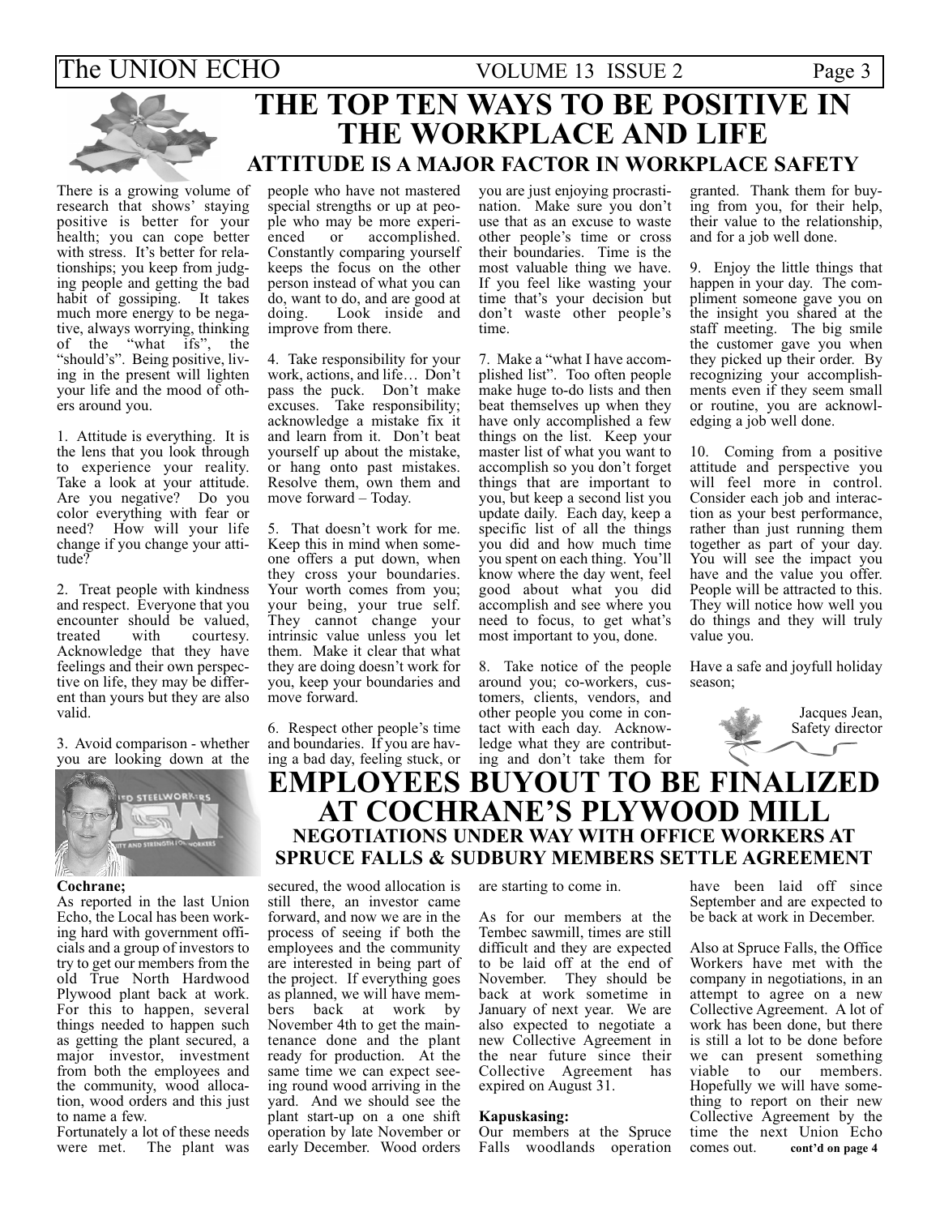# THE TOP TEN WAYS TO BE POSITIVE IN THE WORKPLACE AND LIFE

### ATTITUDE IS A MAJOR FACTOR IN WORKPLACE SAFETY

There is a growing volume of research that shows' staying positive is better for your health; you can cope better with stress. It's better for relationships; you keep from judging people and getting the bad habit of gossiping. It takes much more energy to be negative, always worrying, thinking of the "what ifs", the "should's". Being positive, living in the present will lighten your life and the mood of others around you.

1. Attitude is everything. It is the lens that you look through to experience your reality. Take a look at your attitude. Are you negative? Do you color everything with fear or need? How will your life change if you change your attitude?

2. Treat people with kindness and respect. Everyone that you encounter should be valued, treated with courtesy. Acknowledge that they have feelings and their own perspective on life, they may be different than yours but they are also valid.

3. Avoid comparison - whether you are looking down at the people who have not mastered special strengths or up at people who may be more experienced or accomplished. Constantly comparing yourself keeps the focus on the other person instead of what you can do, want to do, and are good at doing. Look inside and improve from there.

4. Take responsibility for your work, actions, and life… Don't pass the puck. Don't make excuses. Take responsibility; acknowledge a mistake fix it and learn from it. Don't beat yourself up about the mistake, or hang onto past mistakes. Resolve them, own them and move forward – Today.

5. That doesn't work for me. Keep this in mind when someone offers a put down, when they cross your boundaries. Your worth comes from you; your being, your true self. They cannot change your intrinsic value unless you let them. Make it clear that what they are doing doesn't work for you, keep your boundaries and move forward.

6. Respect other people's time and boundaries. If you are having a bad day, feeling stuck, or you are just enjoying procrastination. Make sure you don't use that as an excuse to waste other people's time or cross their boundaries. Time is the most valuable thing we have. If you feel like wasting your time that's your decision but don't waste other people's time.

7. Make a "what I have accomplished list". Too often people make huge to-do lists and then beat themselves up when they have only accomplished a few things on the list. Keep your master list of what you want to accomplish so you don't forget things that are important to you, but keep a second list you update daily. Each day, keep a specific list of all the things you did and how much time you spent on each thing. You'll know where the day went, feel good about what you did accomplish and see where you need to focus, to get what's most important to you, done.

8. Take notice of the people around you; co-workers, customers, clients, vendors, and other people you come in contact with each day. Acknowledge what they are contributing and don't take them for granted. Thank them for buying from you, for their help, their value to the relationship, and for a job well done.

9. Enjoy the little things that happen in your day. The compliment someone gave you on the insight you shared at the staff meeting. The big smile the customer gave you when they picked up their order. By recognizing your accomplishments even if they seem small or routine, you are acknowledging a job well done.

10. Coming from a positive attitude and perspective you will feel more in control. Consider each job and interaction as your best performance, rather than just running them together as part of your day. You will see the impact you have and the value you offer. People will be attracted to this. They will notice how well you do things and they will truly value you.

Have a safe and joyfull holiday season;

Jacques Jean,
Safety director

# EMPLOYEES BUYOUT TO BE FINALIZED AT COCHRANE'S PLYWOOD MILL

### NEGOTIATIONS UNDER WAY WITH OFFICE WORKERS AT SPRUCE FALLS & SUDBURY MEMBERS SETTLE AGREEMENT

**Cochrane;**

As reported in the last Union Echo, the Local has been working hard with government officials and a group of investors to try to get our members from the old True North Hardwood Plywood plant back at work. For this to happen, several things needed to happen such as getting the plant secured, a major investor, investment from both the employees and the community, wood allocation, wood orders and this just to name a few.

Fortunately a lot of these needs were met. The plant was secured, the wood allocation is still there, an investor came forward, and now we are in the process of seeing if both the employees and the community are interested in being part of the project. If everything goes as planned, we will have members back at work by November 4th to get the maintenance done and the plant ready for production. At the same time we can expect seeing round wood arriving in the yard. And we should see the plant start-up on a one shift operation by late November or early December. Wood orders are starting to come in.

As for our members at the Tembec sawmill, times are still difficult and they are expected to be laid off at the end of November. They should be back at work sometime in January of next year. We are also expected to negotiate a new Collective Agreement in the near future since their Collective Agreement has expired on August 31.

**Kapuskasing:**

Our members at the Spruce Falls woodlands operation have been laid off since September and are expected to be back at work in December.

Also at Spruce Falls, the Office Workers have met with the company in negotiations, in an attempt to agree on a new Collective Agreement. A lot of work has been done, but there is still a lot to be done before we can present something viable to our members. Hopefully we will have something to report on their new Collective Agreement by the time the next Union Echo comes out. **cont'd on page 4**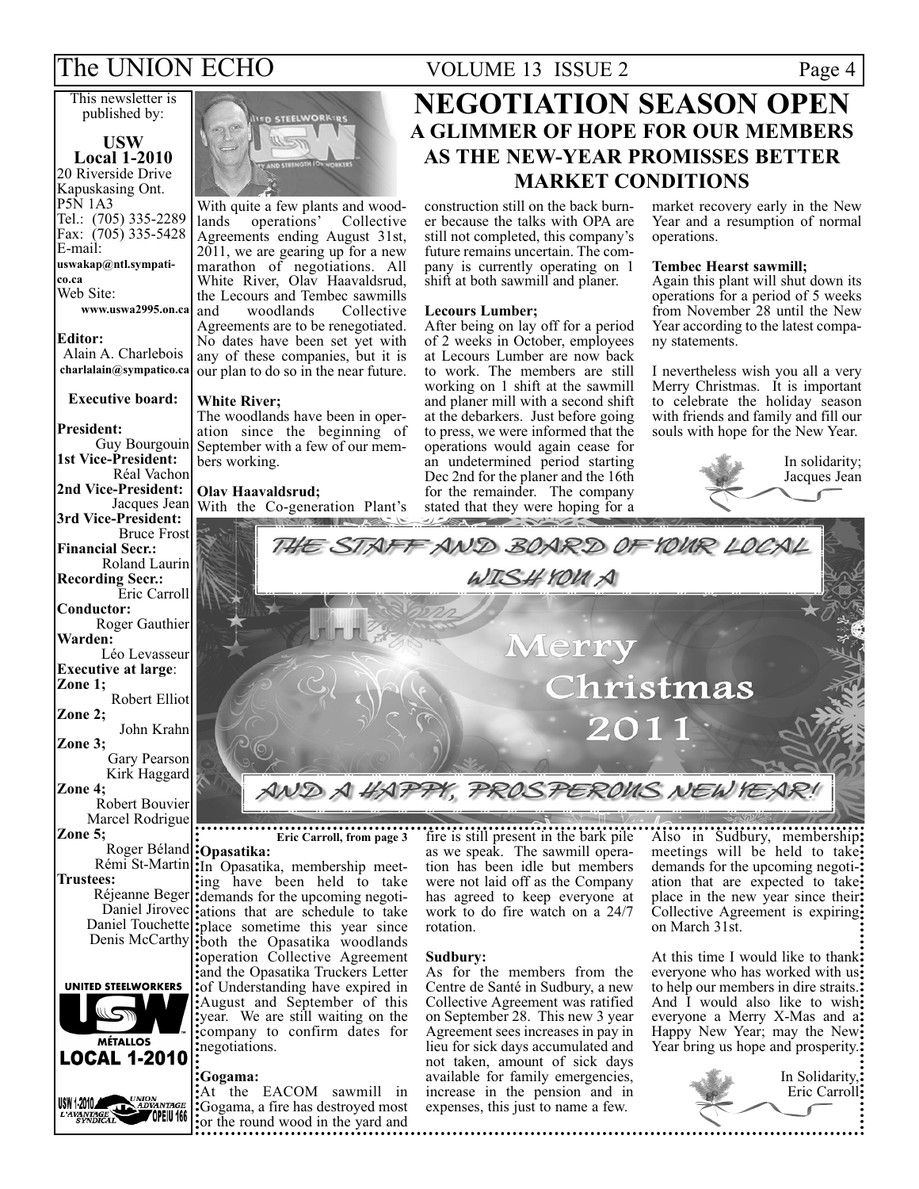This newsletter is published by:

**USW Local 1-2010**
20 Riverside Drive
Kapuskasing Ont.
P5N 1A3
Tel.: (705) 335-2289
Fax: (705) 335-5428
E-mail:
uswakap@ntl.sympatico.ca
Web Site:
www.uswa2995.on.ca

**Editor:**
Alain A. Charlebois
charlalain@sympatico.ca

**Executive board:**

**President:** Guy Bourgouin
**1st Vice-President:** Réal Vachon
**2nd Vice-President:** Jacques Jean
**3rd Vice-President:** Bruce Frost
**Financial Secr.:** Roland Laurin
**Recording Secr.:** Eric Carroll
**Conductor:** Roger Gauthier
**Warden:** Léo Levasseur
**Executive at large:**
**Zone 1;** Robert Elliot
**Zone 2;** John Krahn
**Zone 3;** Gary Pearson, Kirk Haggard
**Zone 4;** Robert Bouvier, Marcel Rodrigue
**Zone 5;** Roger Béland, Rémi St-Martin
**Trustees:** Réjeanne Beger, Daniel Jirovec, Daniel Touchette, Denis McCarthy

# NEGOTIATION SEASON OPEN

## A GLIMMER OF HOPE FOR OUR MEMBERS AS THE NEW-YEAR PROMISSES BETTER MARKET CONDITIONS

With quite a few plants and woodlands operations' Collective Agreements ending August 31st, 2011, we are gearing up for a new marathon of negotiations. All White River, Olav Haavaldsrud, the Lecours and Tembec sawmills and woodlands Collective Agreements are to be renegotiated. No dates have been set yet with any of these companies, but it is our plan to do so in the near future.

**White River;**
The woodlands have been in operation since the beginning of September with a few of our members working.

**Olav Haavaldsrud;**
With the Co-generation Plant's construction still on the back burner because the talks with OPA are still not completed, this company's future remains uncertain. The company is currently operating on 1 shift at both sawmill and planer.

**Lecours Lumber;**
After being on lay off for a period of 2 weeks in October, employees at Lecours Lumber are now back to work. The members are still working on 1 shift at the sawmill and planer mill with a second shift at the debarkers. Just before going to press, we were informed that the operations would again cease for an undetermined period starting Dec 2nd for the planer and the 16th for the remainder. The company stated that they were hoping for a market recovery early in the New Year and a resumption of normal operations.

**Tembec Hearst sawmill;**
Again this plant will shut down its operations for a period of 5 weeks from November 28 until the New Year according to the latest company statements.

I nevertheless wish you all a very Merry Christmas. It is important to celebrate the holiday season with friends and family and fill our souls with hope for the New Year.

In solidarity;
Jacques Jean

THE STAFF AND BOARD OF YOUR LOCAL WISH YOU A

Merry Christmas 2011

AND A HAPPY, PROSPEROUS NEW YEAR!

**Eric Carroll, from page 3**

**Opasatika:**
In Opasatika, membership meeting have been held to take demands for the upcoming negotiations that are schedule to take place sometime this year since both the Opasatika woodlands operation Collective Agreement and the Opasatika Truckers Letter of Understanding have expired in August and September of this year. We are still waiting on the company to confirm dates for negotiations.

**Gogama:**
At the EACOM sawmill in Gogama, a fire has destroyed most or the round wood in the yard and fire is still present in the bark pile as we speak. The sawmill operation has been idle but members were not laid off as the Company has agreed to keep everyone at work to do fire watch on a 24/7 rotation.

**Sudbury:**
As for the members from the Centre de Santé in Sudbury, a new Collective Agreement was ratified on September 28. This new 3 year Agreement sees increases in pay in lieu for sick days accumulated and not taken, amount of sick days available for family emergencies, increase in the pension and in expenses, this just to name a few.

Also in Sudbury, membership meetings will be held to take demands for the upcoming negotiation that are expected to take place in the new year since their Collective Agreement is expiring on March 31st.

At this time I would like to thank everyone who has worked with us to help our members in dire straits. And I would also like to wish everyone a Merry X-Mas and a Happy New Year; may the New Year bring us hope and prosperity.

In Solidarity,
Eric Carroll